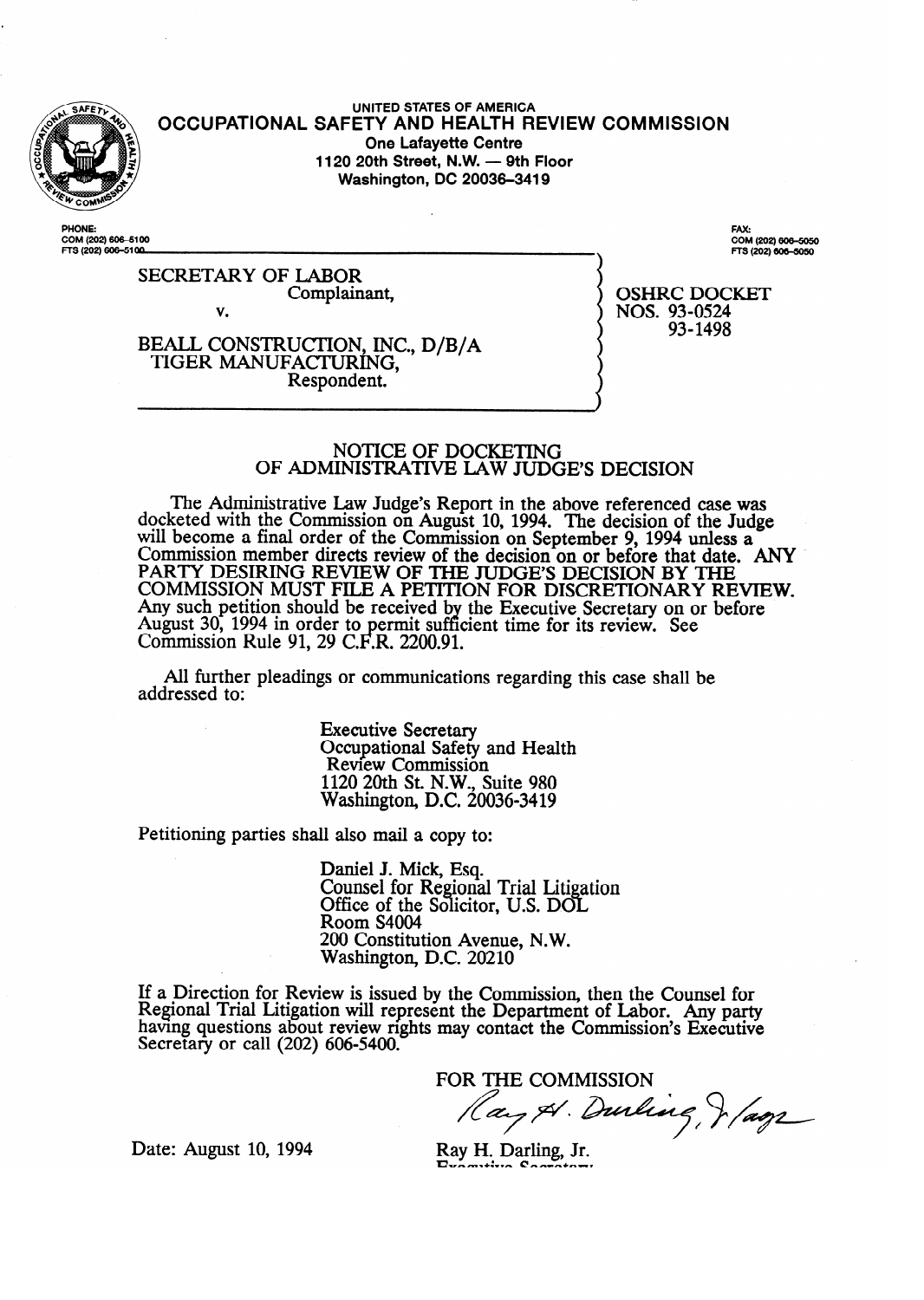UNITED STATES OF AMERICA

# OCCUPATIONAL SAFETY AND HEALTH REVIEW COMMISSION

One Lafayette Centre
1120 20th Street, N.W. — 9th Floor
Washington, DC 20036-3419

PHONE:
COM (202) 606-5100
FTS (202) 606-5100

FAX:
COM (202) 606-5050
FTS (202) 606-5050

SECRETARY OF LABOR
Complainant,

v.

BEALL CONSTRUCTION, INC., D/B/A
TIGER MANUFACTURING,
Respondent.

OSHRC DOCKET
NOS. 93-0524
93-1498

## NOTICE OF DOCKETING OF ADMINISTRATIVE LAW JUDGE'S DECISION

The Administrative Law Judge's Report in the above referenced case was docketed with the Commission on August 10, 1994. The decision of the Judge will become a final order of the Commission on September 9, 1994 unless a Commission member directs review of the decision on or before that date. ANY PARTY DESIRING REVIEW OF THE JUDGE'S DECISION BY THE COMMISSION MUST FILE A PETITION FOR DISCRETIONARY REVIEW. Any such petition should be received by the Executive Secretary on or before August 30, 1994 in order to permit sufficient time for its review. See Commission Rule 91, 29 C.F.R. 2200.91.

All further pleadings or communications regarding this case shall be addressed to:

Executive Secretary
Occupational Safety and Health
Review Commission
1120 20th St. N.W., Suite 980
Washington, D.C. 20036-3419

Petitioning parties shall also mail a copy to:

Daniel J. Mick, Esq.
Counsel for Regional Trial Litigation
Office of the Solicitor, U.S. DOL
Room S4004
200 Constitution Avenue, N.W.
Washington, D.C. 20210

If a Direction for Review is issued by the Commission, then the Counsel for Regional Trial Litigation will represent the Department of Labor. Any party having questions about review rights may contact the Commission's Executive Secretary or call (202) 606-5400.

FOR THE COMMISSION

Ray H. Darling, Jr.
Executive Secretary

Date: August 10, 1994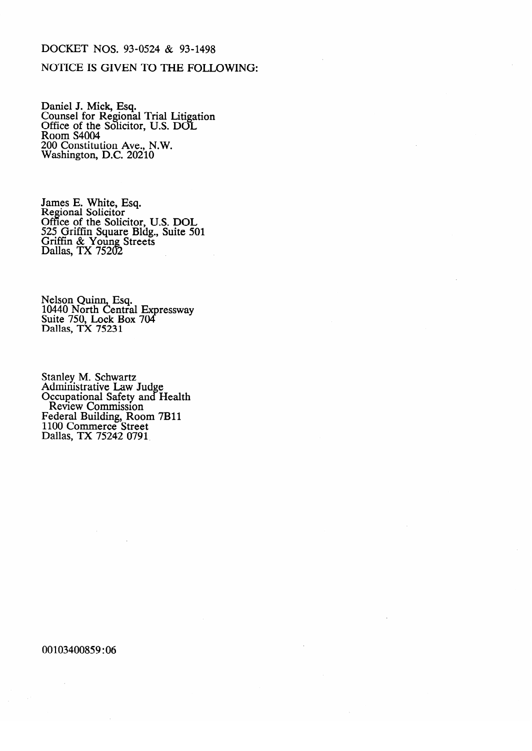DOCKET NOS. 93-0524 & 93-1498

NOTICE IS GIVEN TO THE FOLLOWING:

Daniel J. Mick, Esq.
Counsel for Regional Trial Litigation
Office of the Solicitor, U.S. DOL
Room S4004
200 Constitution Ave., N.W.
Washington, D.C. 20210

James E. White, Esq.
Regional Solicitor
Office of the Solicitor, U.S. DOL
525 Griffin Square Bldg., Suite 501
Griffin & Young Streets
Dallas, TX 75202

Nelson Quinn, Esq.
10440 North Central Expressway
Suite 750, Lock Box 704
Dallas, TX 75231

Stanley M. Schwartz
Administrative Law Judge
Occupational Safety and Health
Review Commission
Federal Building, Room 7B11
1100 Commerce Street
Dallas, TX 75242 0791

00103400859:06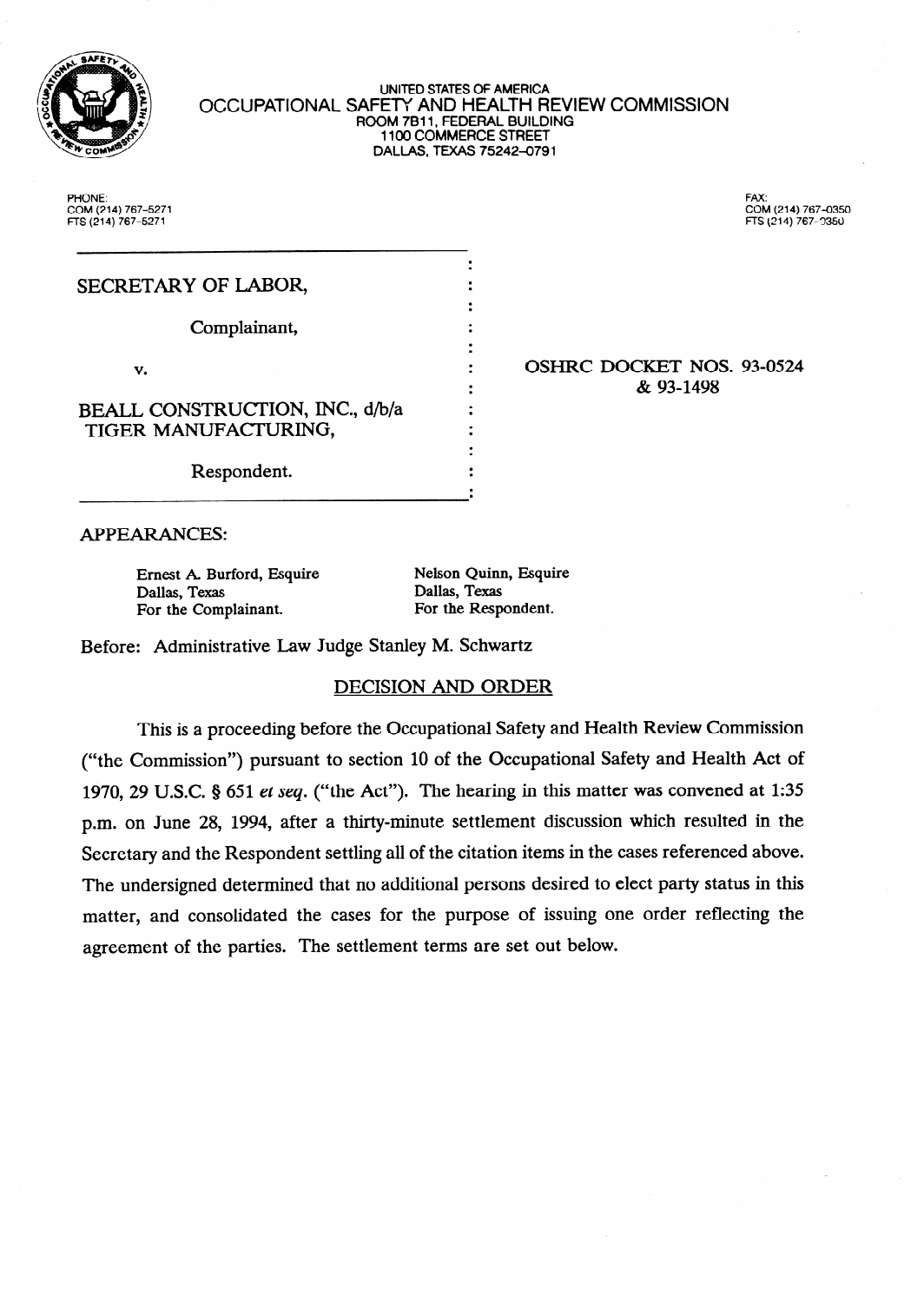UNITED STATES OF AMERICA
OCCUPATIONAL SAFETY AND HEALTH REVIEW COMMISSION
ROOM 7B11, FEDERAL BUILDING
1100 COMMERCE STREET
DALLAS, TEXAS 75242-0791

PHONE:
COM (214) 767-5271
FTS (214) 767-5271

FAX:
COM (214) 767-0350
FTS (214) 767-0350

SECRETARY OF LABOR,

Complainant,

v.

BEALL CONSTRUCTION, INC., d/b/a TIGER MANUFACTURING,

Respondent.

OSHRC DOCKET NOS. 93-0524 & 93-1498

APPEARANCES:

Ernest A. Burford, Esquire
Dallas, Texas
For the Complainant.

Nelson Quinn, Esquire
Dallas, Texas
For the Respondent.

Before: Administrative Law Judge Stanley M. Schwartz

## DECISION AND ORDER

This is a proceeding before the Occupational Safety and Health Review Commission ("the Commission") pursuant to section 10 of the Occupational Safety and Health Act of 1970, 29 U.S.C. § 651 *et seq.* ("the Act"). The hearing in this matter was convened at 1:35 p.m. on June 28, 1994, after a thirty-minute settlement discussion which resulted in the Secretary and the Respondent settling all of the citation items in the cases referenced above. The undersigned determined that no additional persons desired to elect party status in this matter, and consolidated the cases for the purpose of issuing one order reflecting the agreement of the parties. The settlement terms are set out below.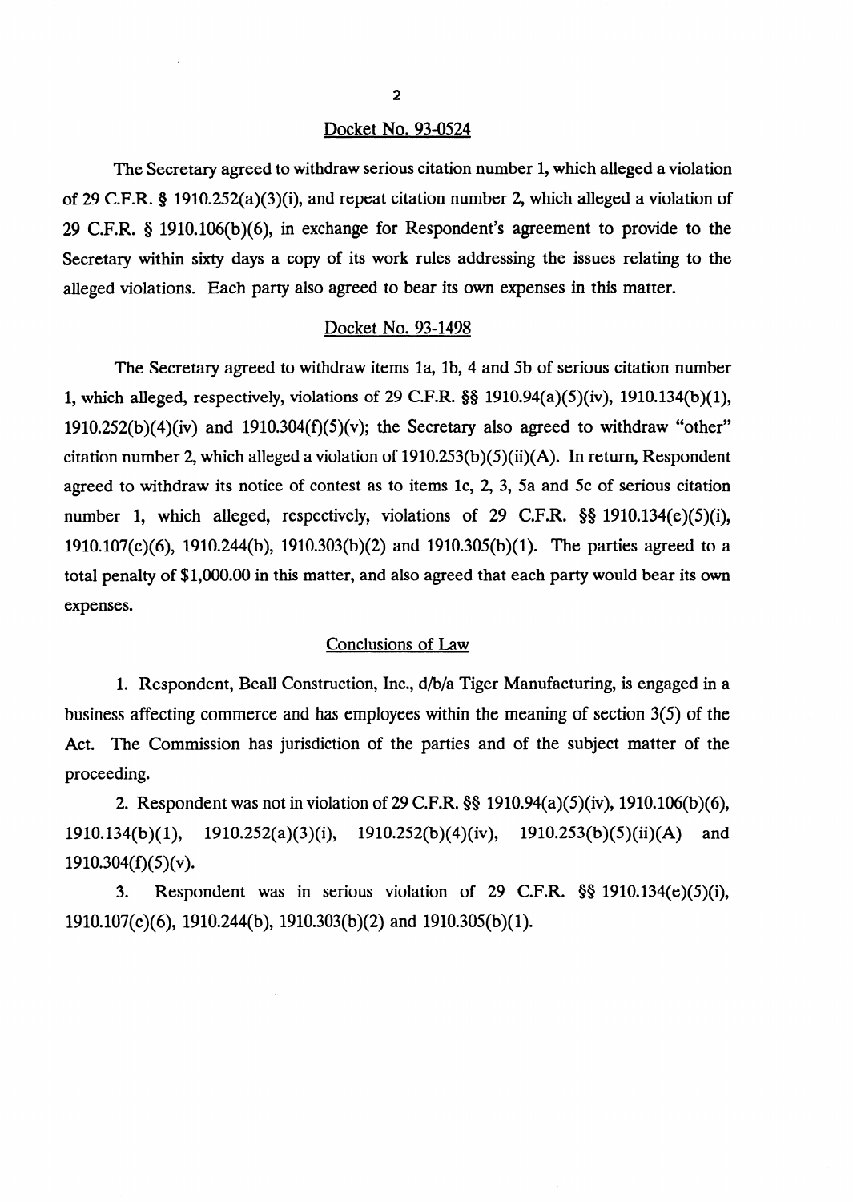Docket No. 93-0524

The Secretary agreed to withdraw serious citation number 1, which alleged a violation of 29 C.F.R. § 1910.252(a)(3)(i), and repeat citation number 2, which alleged a violation of 29 C.F.R. § 1910.106(b)(6), in exchange for Respondent's agreement to provide to the Secretary within sixty days a copy of its work rules addressing the issues relating to the alleged violations. Each party also agreed to bear its own expenses in this matter.

Docket No. 93-1498

The Secretary agreed to withdraw items 1a, 1b, 4 and 5b of serious citation number 1, which alleged, respectively, violations of 29 C.F.R. §§ 1910.94(a)(5)(iv), 1910.134(b)(1), 1910.252(b)(4)(iv) and 1910.304(f)(5)(v); the Secretary also agreed to withdraw "other" citation number 2, which alleged a violation of 1910.253(b)(5)(ii)(A). In return, Respondent agreed to withdraw its notice of contest as to items 1c, 2, 3, 5a and 5c of serious citation number 1, which alleged, respectively, violations of 29 C.F.R. §§ 1910.134(e)(5)(i), 1910.107(c)(6), 1910.244(b), 1910.303(b)(2) and 1910.305(b)(1). The parties agreed to a total penalty of $1,000.00 in this matter, and also agreed that each party would bear its own expenses.

Conclusions of Law

1. Respondent, Beall Construction, Inc., d/b/a Tiger Manufacturing, is engaged in a business affecting commerce and has employees within the meaning of section 3(5) of the Act. The Commission has jurisdiction of the parties and of the subject matter of the proceeding.

2. Respondent was not in violation of 29 C.F.R. §§ 1910.94(a)(5)(iv), 1910.106(b)(6), 1910.134(b)(1), 1910.252(a)(3)(i), 1910.252(b)(4)(iv), 1910.253(b)(5)(ii)(A) and 1910.304(f)(5)(v).

3. Respondent was in serious violation of 29 C.F.R. §§ 1910.134(e)(5)(i), 1910.107(c)(6), 1910.244(b), 1910.303(b)(2) and 1910.305(b)(1).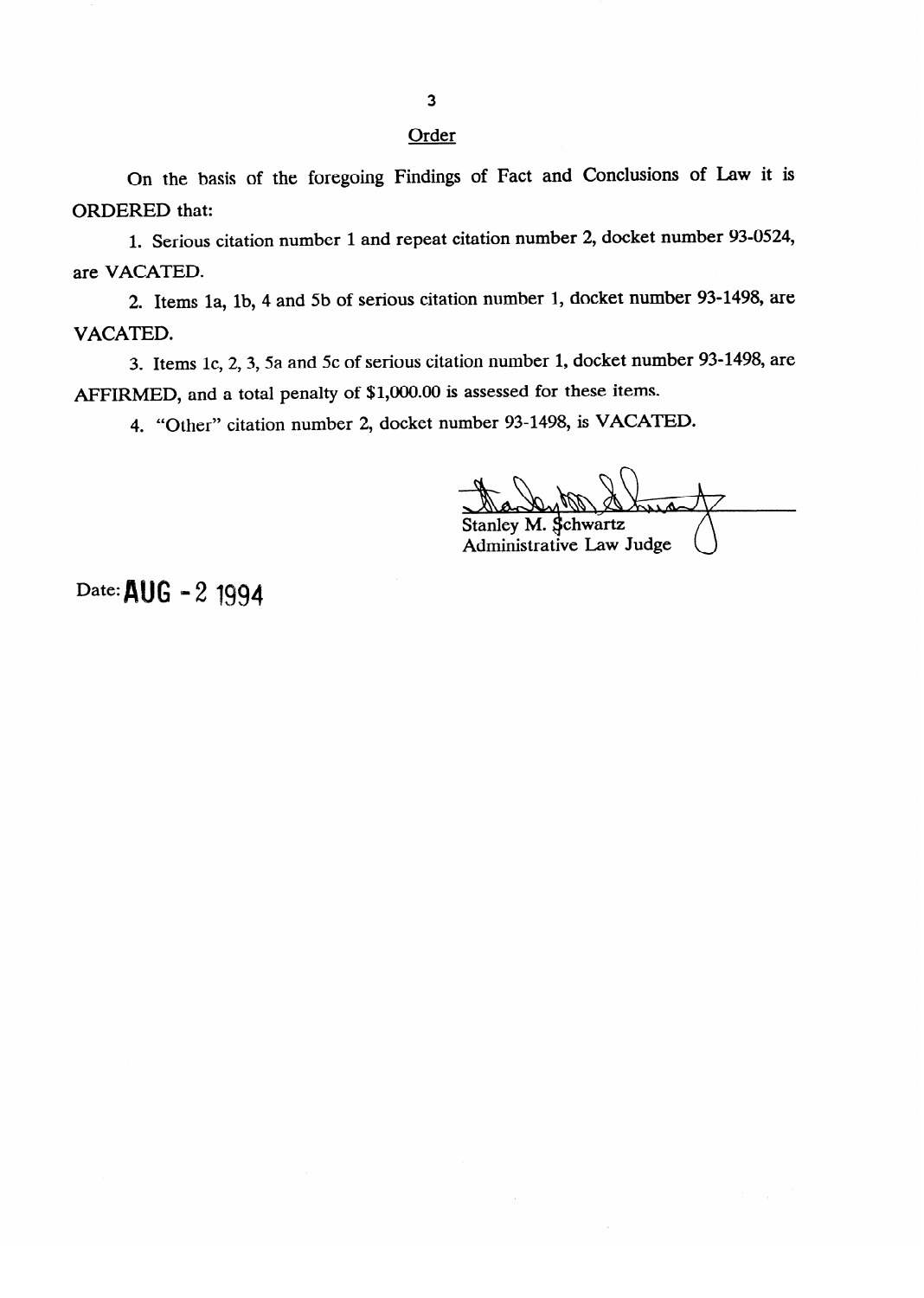## Order

On the basis of the foregoing Findings of Fact and Conclusions of Law it is ORDERED that:

1. Serious citation number 1 and repeat citation number 2, docket number 93-0524, are VACATED.

2. Items 1a, 1b, 4 and 5b of serious citation number 1, docket number 93-1498, are VACATED.

3. Items 1c, 2, 3, 5a and 5c of serious citation number 1, docket number 93-1498, are AFFIRMED, and a total penalty of $1,000.00 is assessed for these items.

4. "Other" citation number 2, docket number 93-1498, is VACATED.

Stanley M. Schwartz
Administrative Law Judge

Date: **AUG - 2 1994**